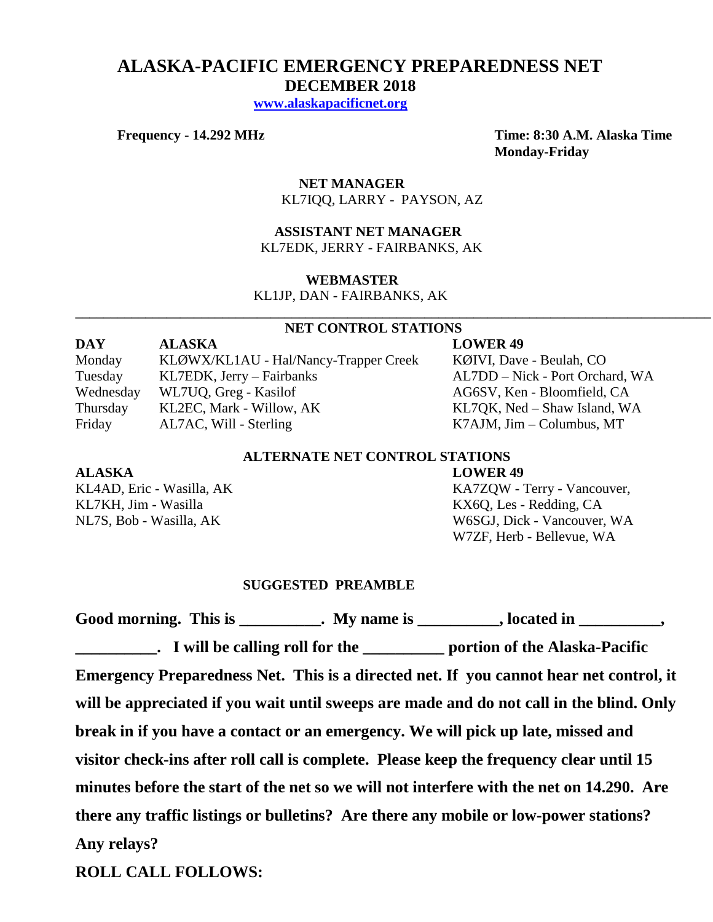# ALASKA-PACIFIC EMERGENCY PREPAREDNESS NET
## DECEMBER 2018

**www.alaskapacificnet.org**

**Frequency - 14.292 MHz**

**Time: 8:30 A.M. Alaska Time Monday-Friday**

**NET MANAGER**
KL7IQQ, LARRY - PAYSON, AZ

**ASSISTANT NET MANAGER**
KL7EDK, JERRY - FAIRBANKS, AK

**WEBMASTER**
KL1JP, DAN - FAIRBANKS, AK

---

### NET CONTROL STATIONS

| DAY | ALASKA | LOWER 49 |
|---|---|---|
| Monday | KLØWX/KL1AU - Hal/Nancy-Trapper Creek | KØIVI, Dave - Beulah, CO |
| Tuesday | KL7EDK, Jerry – Fairbanks | AL7DD – Nick - Port Orchard, WA |
| Wednesday | WL7UQ, Greg - Kasilof | AG6SV, Ken - Bloomfield, CA |
| Thursday | KL2EC, Mark - Willow, AK | KL7QK, Ned – Shaw Island, WA |
| Friday | AL7AC, Will - Sterling | K7AJM, Jim – Columbus, MT |

### ALTERNATE NET CONTROL STATIONS

| ALASKA | LOWER 49 |
|---|---|
| KL4AD, Eric - Wasilla, AK | KA7ZQW - Terry - Vancouver, |
| KL7KH, Jim - Wasilla | KX6Q, Les - Redding, CA |
| NL7S, Bob - Wasilla, AK | W6SGJ, Dick - Vancouver, WA |
| | W7ZF, Herb - Bellevue, WA |

### SUGGESTED PREAMBLE

**Good morning. This is __________. My name is __________, located in __________, __________. I will be calling roll for the __________ portion of the Alaska-Pacific Emergency Preparedness Net. This is a directed net. If you cannot hear net control, it will be appreciated if you wait until sweeps are made and do not call in the blind. Only break in if you have a contact or an emergency. We will pick up late, missed and visitor check-ins after roll call is complete. Please keep the frequency clear until 15 minutes before the start of the net so we will not interfere with the net on 14.290. Are there any traffic listings or bulletins? Are there any mobile or low-power stations? Any relays?**

**ROLL CALL FOLLOWS:**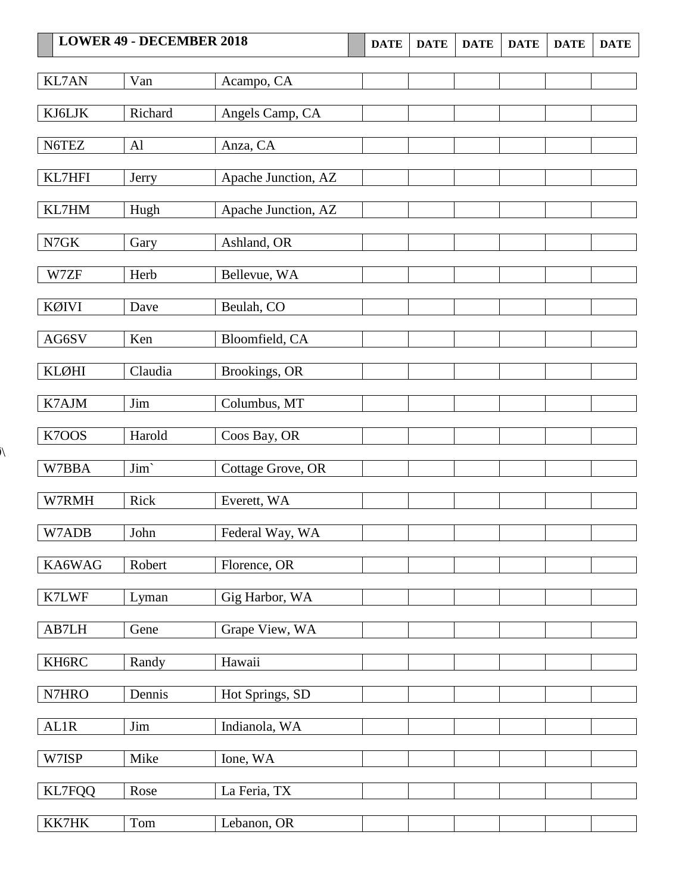| LOWER 49 - DECEMBER 2018 | | | DATE | DATE | DATE | DATE | DATE | DATE |
|---|---|---|---|---|---|---|---|---|
| KL7AN | Van | Acampo, CA | | | | | | |
| KJ6LJK | Richard | Angels Camp, CA | | | | | | |
| N6TEZ | Al | Anza, CA | | | | | | |
| KL7HFI | Jerry | Apache Junction, AZ | | | | | | |
| KL7HM | Hugh | Apache Junction, AZ | | | | | | |
| N7GK | Gary | Ashland, OR | | | | | | |
| W7ZF | Herb | Bellevue, WA | | | | | | |
| KØIVI | Dave | Beulah, CO | | | | | | |
| AG6SV | Ken | Bloomfield, CA | | | | | | |
| KLØHI | Claudia | Brookings, OR | | | | | | |
| K7AJM | Jim | Columbus, MT | | | | | | |
| K7OOS | Harold | Coos Bay, OR | | | | | | |
| W7BBA | Jim` | Cottage Grove, OR | | | | | | |
| W7RMH | Rick | Everett, WA | | | | | | |
| W7ADB | John | Federal Way, WA | | | | | | |
| KA6WAG | Robert | Florence, OR | | | | | | |
| K7LWF | Lyman | Gig Harbor, WA | | | | | | |
| AB7LH | Gene | Grape View, WA | | | | | | |
| KH6RC | Randy | Hawaii | | | | | | |
| N7HRO | Dennis | Hot Springs, SD | | | | | | |
| AL1R | Jim | Indianola, WA | | | | | | |
| W7ISP | Mike | Ione, WA | | | | | | |
| KL7FQQ | Rose | La Feria, TX | | | | | | |
| KK7HK | Tom | Lebanon, OR | | | | | | |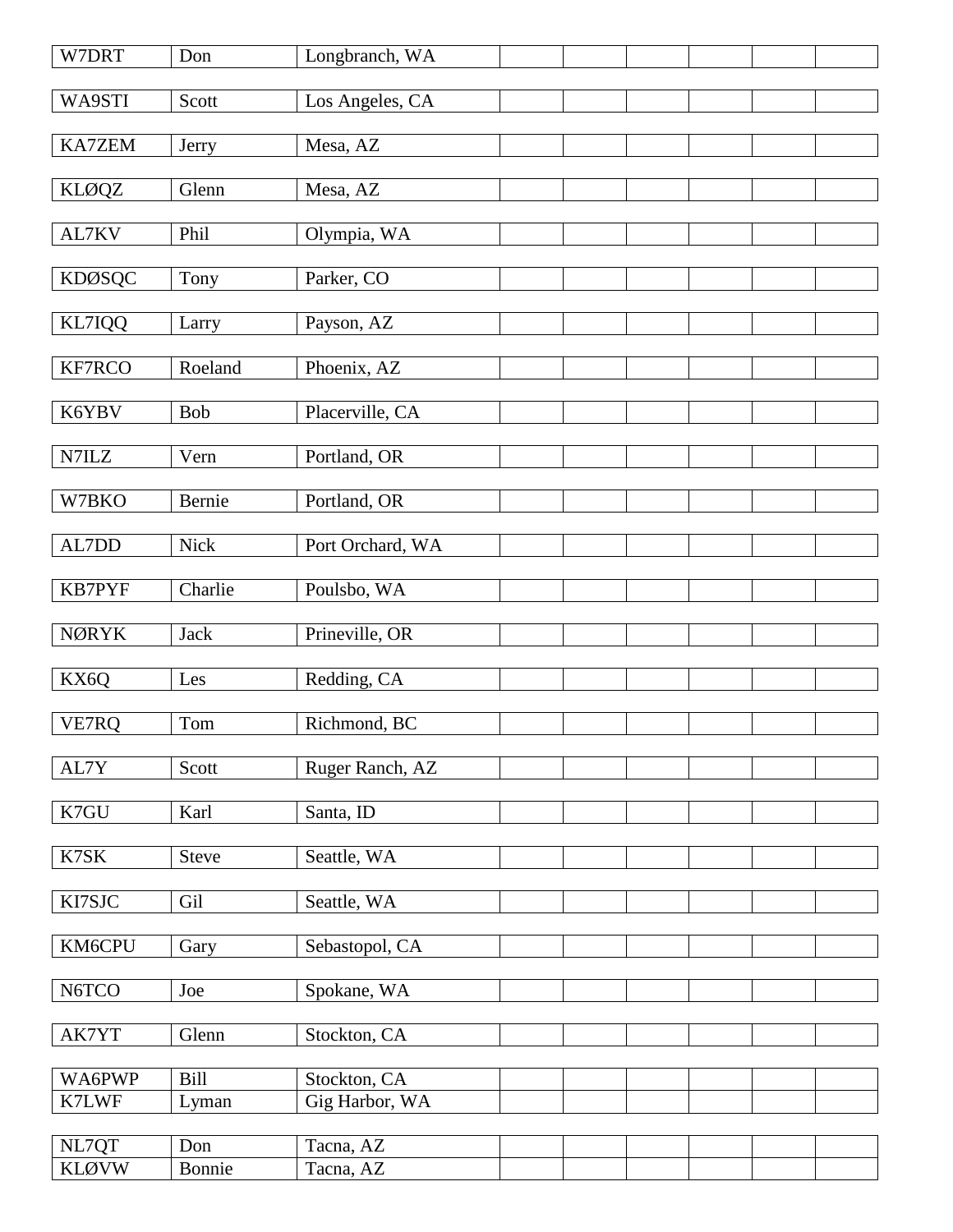| | | | | | | | |
|---|---|---|---|---|---|---|---|
| W7DRT | Don | Longbranch, WA | | | | | |
| WA9STI | Scott | Los Angeles, CA | | | | | |
| KA7ZEM | Jerry | Mesa, AZ | | | | | |
| KLØQZ | Glenn | Mesa, AZ | | | | | |
| AL7KV | Phil | Olympia, WA | | | | | |
| KDØSQC | Tony | Parker, CO | | | | | |
| KL7IQQ | Larry | Payson, AZ | | | | | |
| KF7RCO | Roeland | Phoenix, AZ | | | | | |
| K6YBV | Bob | Placerville, CA | | | | | |
| N7ILZ | Vern | Portland, OR | | | | | |
| W7BKO | Bernie | Portland, OR | | | | | |
| AL7DD | Nick | Port Orchard, WA | | | | | |
| KB7PYF | Charlie | Poulsbo, WA | | | | | |
| NØRYK | Jack | Prineville, OR | | | | | |
| KX6Q | Les | Redding, CA | | | | | |
| VE7RQ | Tom | Richmond, BC | | | | | |
| AL7Y | Scott | Ruger Ranch, AZ | | | | | |
| K7GU | Karl | Santa, ID | | | | | |
| K7SK | Steve | Seattle, WA | | | | | |
| KI7SJC | Gil | Seattle, WA | | | | | |
| KM6CPU | Gary | Sebastopol, CA | | | | | |
| N6TCO | Joe | Spokane, WA | | | | | |
| AK7YT | Glenn | Stockton, CA | | | | | |
| WA6PWP | Bill | Stockton, CA | | | | | |
| K7LWF | Lyman | Gig Harbor, WA | | | | | |
| NL7QT | Don | Tacna, AZ | | | | | |
| KLØVW | Bonnie | Tacna, AZ | | | | | |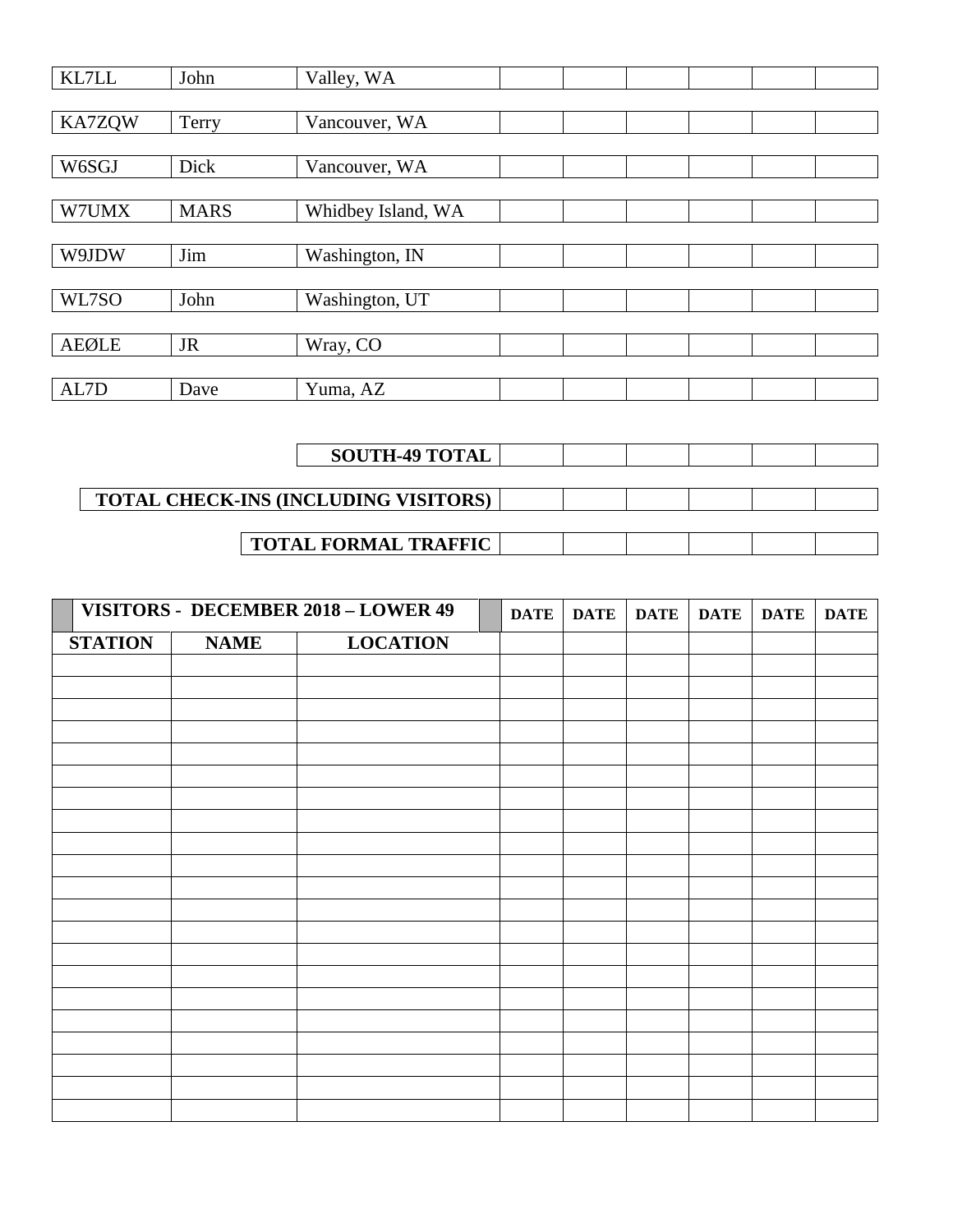| | | | | | | | | |
|---|---|---|---|---|---|---|---|---|
| KL7LL | John | Valley, WA | | | | | | |
| KA7ZQW | Terry | Vancouver, WA | | | | | | |
| W6SGJ | Dick | Vancouver, WA | | | | | | |
| W7UMX | MARS | Whidbey Island, WA | | | | | | |
| W9JDW | Jim | Washington, IN | | | | | | |
| WL7SO | John | Washington, UT | | | | | | |
| AEØLE | JR | Wray, CO | | | | | | |
| AL7D | Dave | Yuma, AZ | | | | | | |

| | | | | | | |
|---|---|---|---|---|---|---|
| **SOUTH-49 TOTAL** | | | | | | |
| **TOTAL CHECK-INS (INCLUDING VISITORS)** | | | | | | |
| **TOTAL FORMAL TRAFFIC** | | | | | | |

| **VISITORS - DECEMBER 2018 – LOWER 49** | | | **DATE** | **DATE** | **DATE** | **DATE** | **DATE** | **DATE** |
|---|---|---|---|---|---|---|---|---|
| **STATION** | **NAME** | **LOCATION** | | | | | | |
| | | | | | | | | |
| | | | | | | | | |
| | | | | | | | | |
| | | | | | | | | |
| | | | | | | | | |
| | | | | | | | | |
| | | | | | | | | |
| | | | | | | | | |
| | | | | | | | | |
| | | | | | | | | |
| | | | | | | | | |
| | | | | | | | | |
| | | | | | | | | |
| | | | | | | | | |
| | | | | | | | | |
| | | | | | | | | |
| | | | | | | | | |
| | | | | | | | | |
| | | | | | | | | |
| | | | | | | | | |
| | | | | | | | | |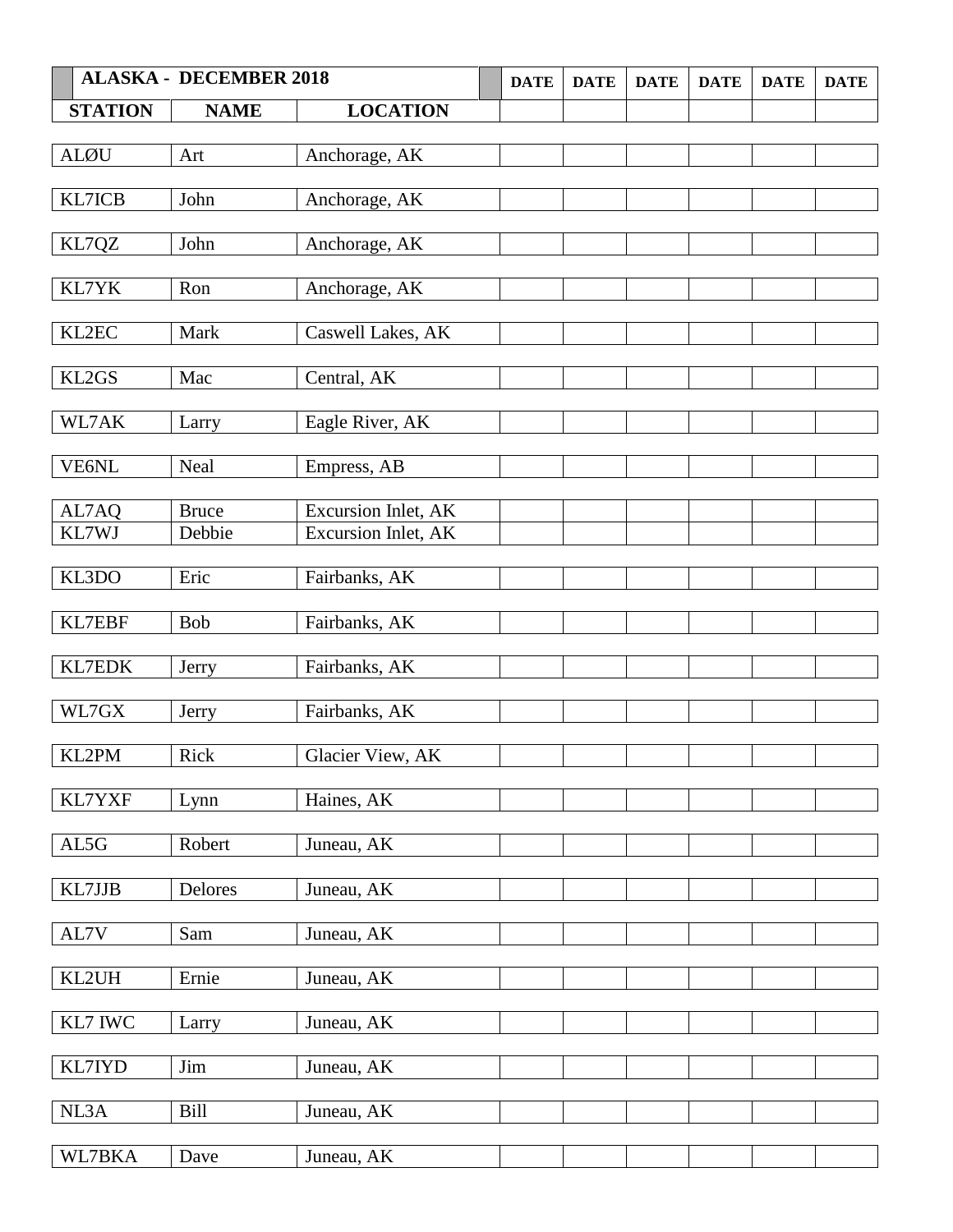| ALASKA - DECEMBER 2018 | | | DATE | DATE | DATE | DATE | DATE | DATE |
|---|---|---|---|---|---|---|---|---|
| **STATION** | **NAME** | **LOCATION** | | | | | | |
| ALØU | Art | Anchorage, AK | | | | | | |
| KL7ICB | John | Anchorage, AK | | | | | | |
| KL7QZ | John | Anchorage, AK | | | | | | |
| KL7YK | Ron | Anchorage, AK | | | | | | |
| KL2EC | Mark | Caswell Lakes, AK | | | | | | |
| KL2GS | Mac | Central, AK | | | | | | |
| WL7AK | Larry | Eagle River, AK | | | | | | |
| VE6NL | Neal | Empress, AB | | | | | | |
| AL7AQ | Bruce | Excursion Inlet, AK | | | | | | |
| KL7WJ | Debbie | Excursion Inlet, AK | | | | | | |
| KL3DO | Eric | Fairbanks, AK | | | | | | |
| KL7EBF | Bob | Fairbanks, AK | | | | | | |
| KL7EDK | Jerry | Fairbanks, AK | | | | | | |
| WL7GX | Jerry | Fairbanks, AK | | | | | | |
| KL2PM | Rick | Glacier View, AK | | | | | | |
| KL7YXF | Lynn | Haines, AK | | | | | | |
| AL5G | Robert | Juneau, AK | | | | | | |
| KL7JJB | Delores | Juneau, AK | | | | | | |
| AL7V | Sam | Juneau, AK | | | | | | |
| KL2UH | Ernie | Juneau, AK | | | | | | |
| KL7 IWC | Larry | Juneau, AK | | | | | | |
| KL7IYD | Jim | Juneau, AK | | | | | | |
| NL3A | Bill | Juneau, AK | | | | | | |
| WL7BKA | Dave | Juneau, AK | | | | | | |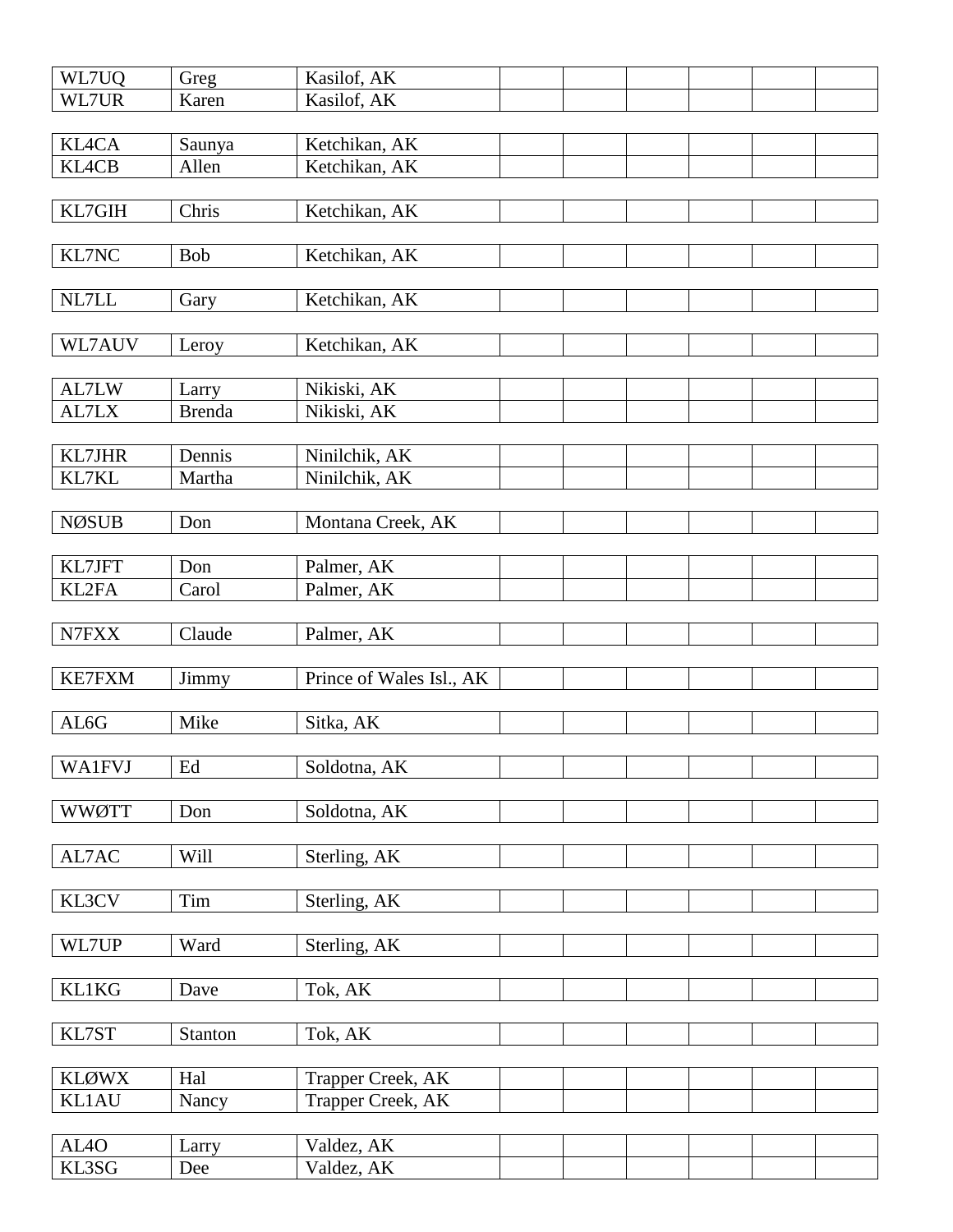| WL7UQ | Greg | Kasilof, AK | | | | | | |
|---|---|---|---|---|---|---|---|---|
| WL7UR | Karen | Kasilof, AK | | | | | | |
| KL4CA | Saunya | Ketchikan, AK | | | | | | |
| KL4CB | Allen | Ketchikan, AK | | | | | | |
| KL7GIH | Chris | Ketchikan, AK | | | | | | |
| KL7NC | Bob | Ketchikan, AK | | | | | | |
| NL7LL | Gary | Ketchikan, AK | | | | | | |
| WL7AUV | Leroy | Ketchikan, AK | | | | | | |
| AL7LW | Larry | Nikiski, AK | | | | | | |
| AL7LX | Brenda | Nikiski, AK | | | | | | |
| KL7JHR | Dennis | Ninilchik, AK | | | | | | |
| KL7KL | Martha | Ninilchik, AK | | | | | | |
| NØSUB | Don | Montana Creek, AK | | | | | | |
| KL7JFT | Don | Palmer, AK | | | | | | |
| KL2FA | Carol | Palmer, AK | | | | | | |
| N7FXX | Claude | Palmer, AK | | | | | | |
| KE7FXM | Jimmy | Prince of Wales Isl., AK | | | | | | |
| AL6G | Mike | Sitka, AK | | | | | | |
| WA1FVJ | Ed | Soldotna, AK | | | | | | |
| WWØTT | Don | Soldotna, AK | | | | | | |
| AL7AC | Will | Sterling, AK | | | | | | |
| KL3CV | Tim | Sterling, AK | | | | | | |
| WL7UP | Ward | Sterling, AK | | | | | | |
| KL1KG | Dave | Tok, AK | | | | | | |
| KL7ST | Stanton | Tok, AK | | | | | | |
| KLØWX | Hal | Trapper Creek, AK | | | | | | |
| KL1AU | Nancy | Trapper Creek, AK | | | | | | |
| AL4O | Larry | Valdez, AK | | | | | | |
| KL3SG | Dee | Valdez, AK | | | | | | |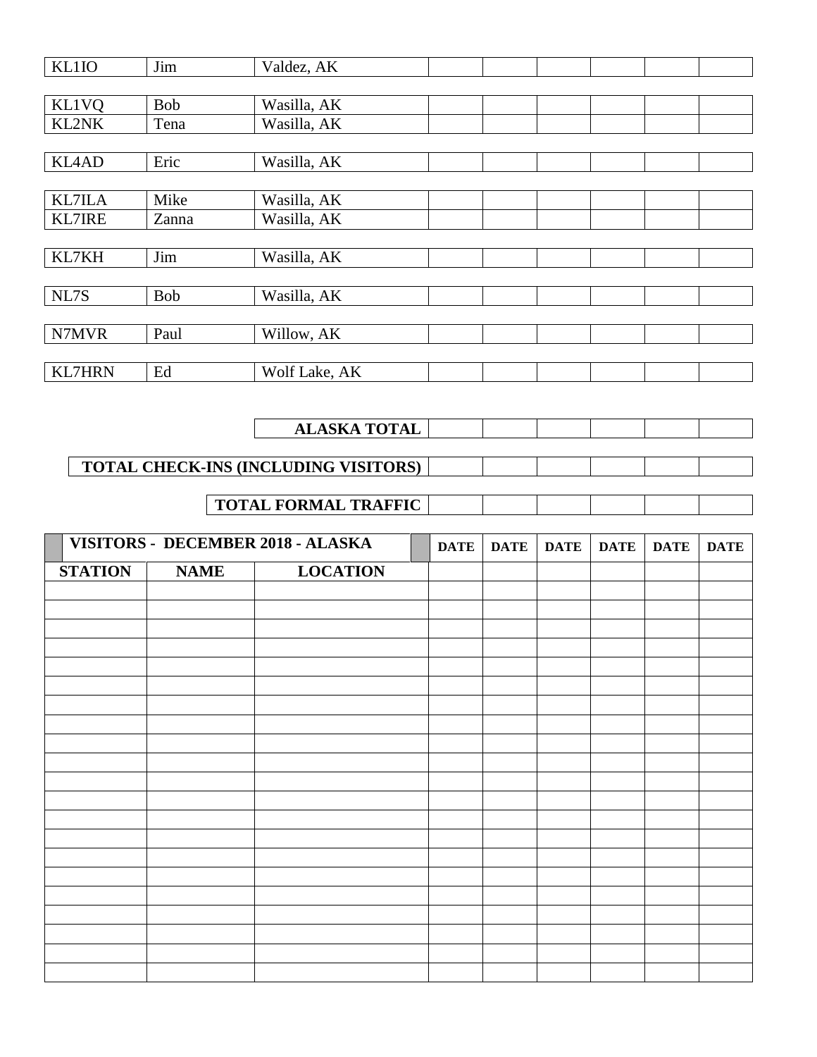| | | | | | | | | |
|---|---|---|---|---|---|---|---|---|
| KL1IO | Jim | Valdez, AK | | | | | | |
| KL1VQ | Bob | Wasilla, AK | | | | | | |
| KL2NK | Tena | Wasilla, AK | | | | | | |
| KL4AD | Eric | Wasilla, AK | | | | | | |
| KL7ILA | Mike | Wasilla, AK | | | | | | |
| KL7IRE | Zanna | Wasilla, AK | | | | | | |
| KL7KH | Jim | Wasilla, AK | | | | | | |
| NL7S | Bob | Wasilla, AK | | | | | | |
| N7MVR | Paul | Willow, AK | | | | | | |
| KL7HRN | Ed | Wolf Lake, AK | | | | | | |

| | | | | | | |
|---|---|---|---|---|---|---|
| **ALASKA TOTAL** | | | | | | |
| **TOTAL CHECK-INS (INCLUDING VISITORS)** | | | | | | |
| **TOTAL FORMAL TRAFFIC** | | | | | | |

| **VISITORS - DECEMBER 2018 - ALASKA** | | | **DATE** | **DATE** | **DATE** | **DATE** | **DATE** | **DATE** |
|---|---|---|---|---|---|---|---|---|
| **STATION** | **NAME** | **LOCATION** | | | | | | |
| | | | | | | | | |
| | | | | | | | | |
| | | | | | | | | |
| | | | | | | | | |
| | | | | | | | | |
| | | | | | | | | |
| | | | | | | | | |
| | | | | | | | | |
| | | | | | | | | |
| | | | | | | | | |
| | | | | | | | | |
| | | | | | | | | |
| | | | | | | | | |
| | | | | | | | | |
| | | | | | | | | |
| | | | | | | | | |
| | | | | | | | | |
| | | | | | | | | |
| | | | | | | | | |
| | | | | | | | | |
| | | | | | | | | |